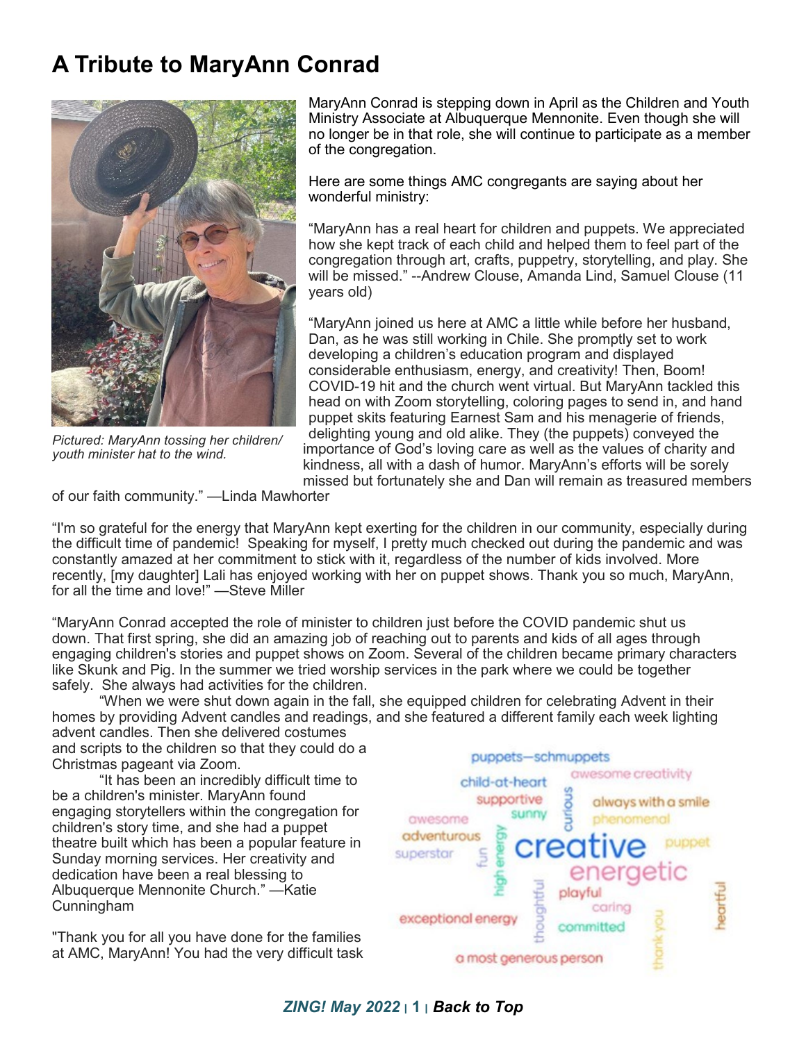# A Tribute to MaryAnn Conrad

*Pictured: MaryAnn tossing her children/youth minister hat to the wind.*

MaryAnn Conrad is stepping down in April as the Children and Youth Ministry Associate at Albuquerque Mennonite. Even though she will no longer be in that role, she will continue to participate as a member of the congregation.

Here are some things AMC congregants are saying about her wonderful ministry:

"MaryAnn has a real heart for children and puppets. We appreciated how she kept track of each child and helped them to feel part of the congregation through art, crafts, puppetry, storytelling, and play. She will be missed." --Andrew Clouse, Amanda Lind, Samuel Clouse (11 years old)

"MaryAnn joined us here at AMC a little while before her husband, Dan, as he was still working in Chile. She promptly set to work developing a children's education program and displayed considerable enthusiasm, energy, and creativity! Then, Boom! COVID-19 hit and the church went virtual. But MaryAnn tackled this head on with Zoom storytelling, coloring pages to send in, and hand puppet skits featuring Earnest Sam and his menagerie of friends, delighting young and old alike. They (the puppets) conveyed the importance of God's loving care as well as the values of charity and kindness, all with a dash of humor. MaryAnn's efforts will be sorely missed but fortunately she and Dan will remain as treasured members of our faith community." —Linda Mawhorter

"I'm so grateful for the energy that MaryAnn kept exerting for the children in our community, especially during the difficult time of pandemic! Speaking for myself, I pretty much checked out during the pandemic and was constantly amazed at her commitment to stick with it, regardless of the number of kids involved. More recently, [my daughter] Lali has enjoyed working with her on puppet shows. Thank you so much, MaryAnn, for all the time and love!" —Steve Miller

"MaryAnn Conrad accepted the role of minister to children just before the COVID pandemic shut us down. That first spring, she did an amazing job of reaching out to parents and kids of all ages through engaging children's stories and puppet shows on Zoom. Several of the children became primary characters like Skunk and Pig. In the summer we tried worship services in the park where we could be together safely. She always had activities for the children.

"When we were shut down again in the fall, she equipped children for celebrating Advent in their homes by providing Advent candles and readings, and she featured a different family each week lighting advent candles. Then she delivered costumes and scripts to the children so that they could do a Christmas pageant via Zoom.

"It has been an incredibly difficult time to be a children's minister. MaryAnn found engaging storytellers within the congregation for children's story time, and she had a puppet theatre built which has been a popular feature in Sunday morning services. Her creativity and dedication have been a real blessing to Albuquerque Mennonite Church." —Katie Cunningham

"Thank you for all you have done for the families at AMC, MaryAnn! You had the very difficult task

puppets—schmuppets, child-at-heart, awesome creativity, supportive, curious, always with a smile, awesome, sunny, phenomenal, adventurous, high energy, creative, puppet, superstar, fun, energetic, thoughtful, playful, heartful, caring, exceptional energy, committed, thank you, a most generous person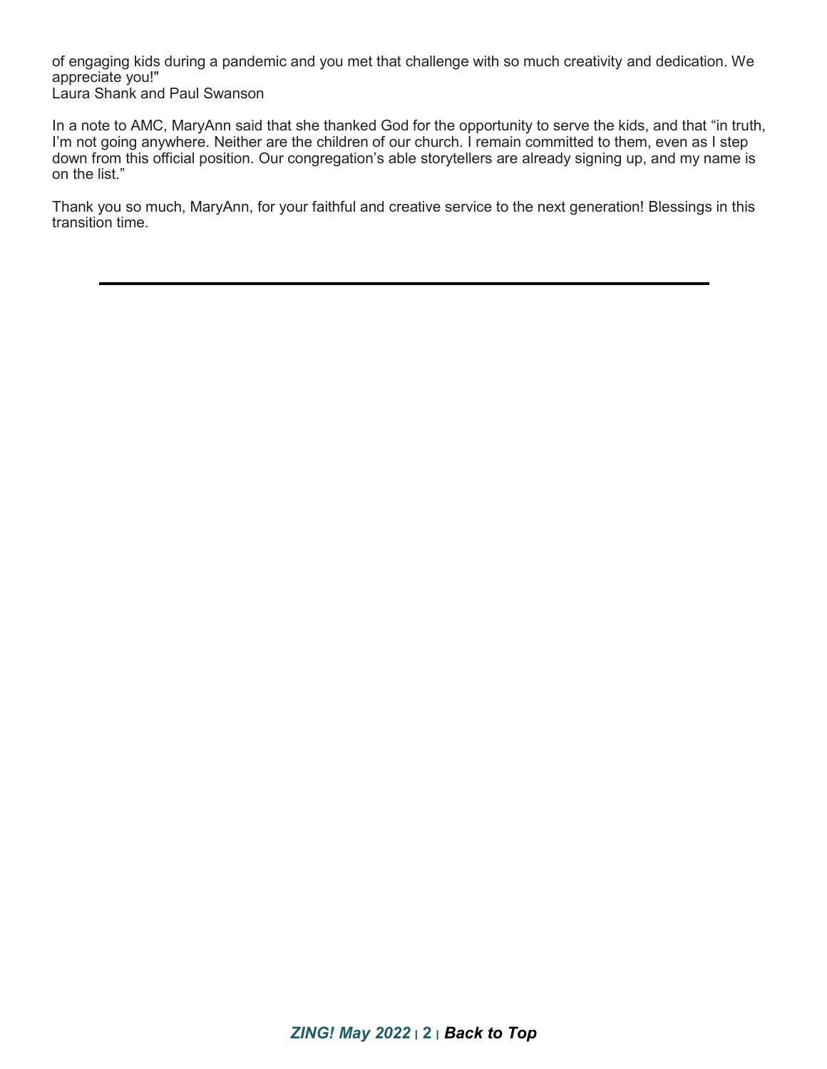of engaging kids during a pandemic and you met that challenge with so much creativity and dedication. We appreciate you!"
Laura Shank and Paul Swanson

In a note to AMC, MaryAnn said that she thanked God for the opportunity to serve the kids, and that "in truth, I'm not going anywhere. Neither are the children of our church. I remain committed to them, even as I step down from this official position. Our congregation's able storytellers are already signing up, and my name is on the list."

Thank you so much, MaryAnn, for your faithful and creative service to the next generation! Blessings in this transition time.

---